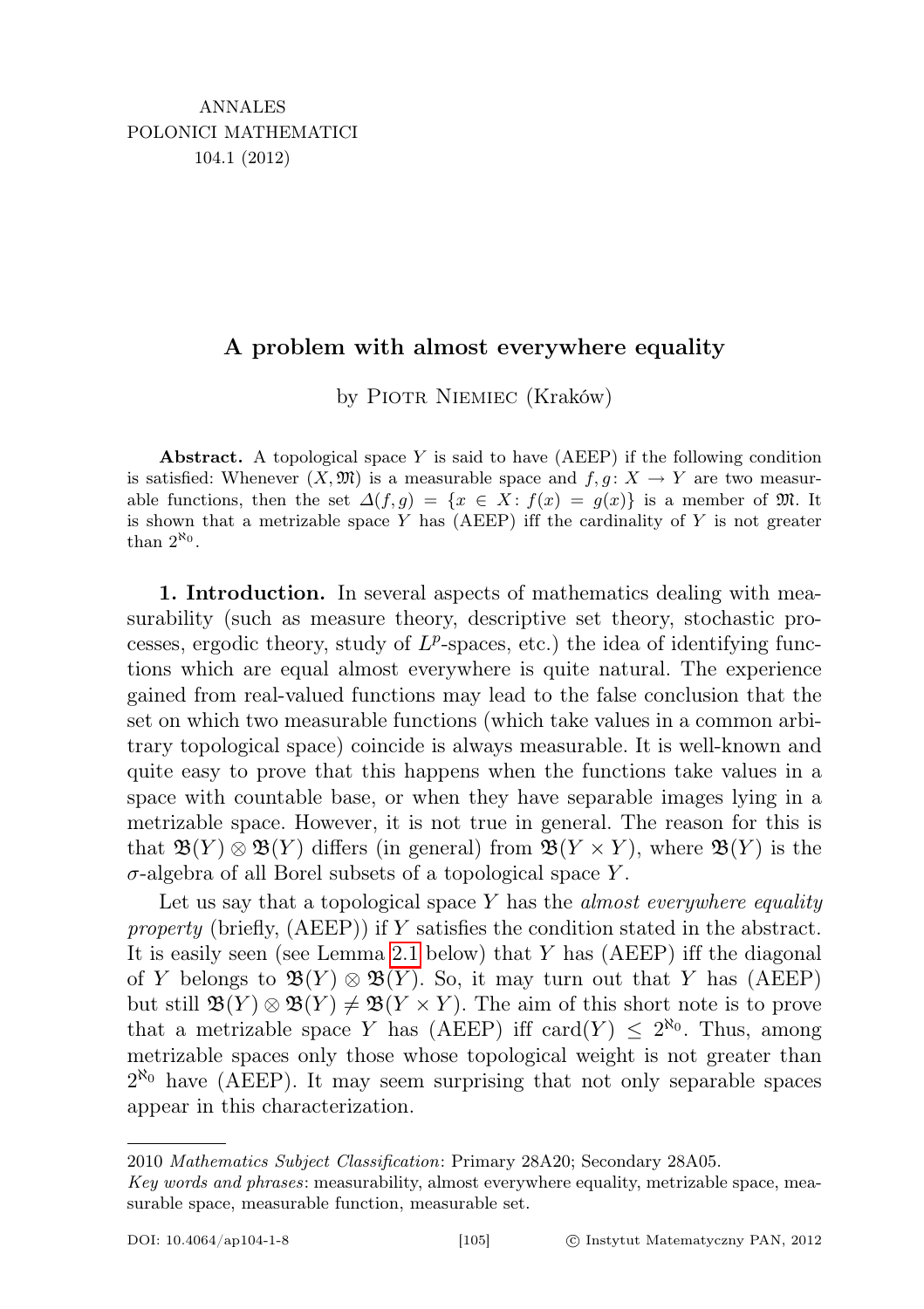# A problem with almost everywhere equality

by Piotr Niemiec (Kraków)

**Abstract.** A topological space $Y$ is said to have (AEEP) if the following condition is satisfied: Whenever $(X, \mathfrak{M})$ is a measurable space and $f, g\colon X \to Y$ are two measurable functions, then the set $\Delta(f,g) = \{x \in X : f(x) = g(x)\}$ is a member of $\mathfrak{M}$. It is shown that a metrizable space $Y$ has (AEEP) iff the cardinality of $Y$ is not greater than $2^{\aleph_0}$.

**1. Introduction.** In several aspects of mathematics dealing with measurability (such as measure theory, descriptive set theory, stochastic processes, ergodic theory, study of $L^p$-spaces, etc.) the idea of identifying functions which are equal almost everywhere is quite natural. The experience gained from real-valued functions may lead to the false conclusion that the set on which two measurable functions (which take values in a common arbitrary topological space) coincide is always measurable. It is well-known and quite easy to prove that this happens when the functions take values in a space with countable base, or when they have separable images lying in a metrizable space. However, it is not true in general. The reason for this is that $\mathfrak{B}(Y) \otimes \mathfrak{B}(Y)$ differs (in general) from $\mathfrak{B}(Y \times Y)$, where $\mathfrak{B}(Y)$ is the $\sigma$-algebra of all Borel subsets of a topological space $Y$.

Let us say that a topological space $Y$ has the *almost everywhere equality property* (briefly, (AEEP)) if $Y$ satisfies the condition stated in the abstract. It is easily seen (see Lemma 2.1 below) that $Y$ has (AEEP) iff the diagonal of $Y$ belongs to $\mathfrak{B}(Y) \otimes \mathfrak{B}(Y)$. So, it may turn out that $Y$ has (AEEP) but still $\mathfrak{B}(Y) \otimes \mathfrak{B}(Y) \neq \mathfrak{B}(Y \times Y)$. The aim of this short note is to prove that a metrizable space $Y$ has (AEEP) iff $\operatorname{card}(Y) \leq 2^{\aleph_0}$. Thus, among metrizable spaces only those whose topological weight is not greater than $2^{\aleph_0}$ have (AEEP). It may seem surprising that not only separable spaces appear in this characterization.

2010 *Mathematics Subject Classification*: Primary 28A20; Secondary 28A05.

*Key words and phrases*: measurability, almost everywhere equality, metrizable space, measurable space, measurable function, measurable set.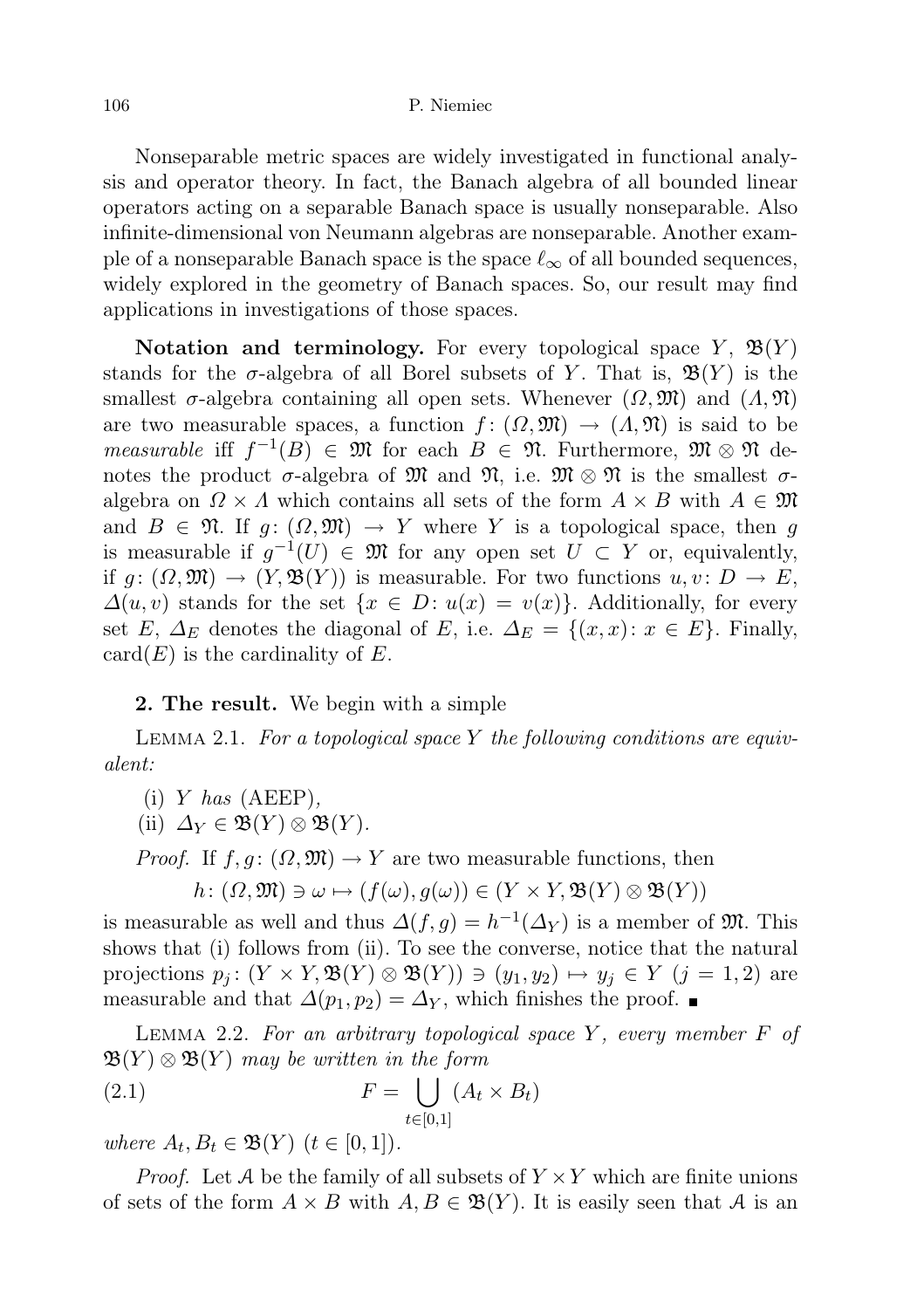Nonseparable metric spaces are widely investigated in functional analysis and operator theory. In fact, the Banach algebra of all bounded linear operators acting on a separable Banach space is usually nonseparable. Also infinite-dimensional von Neumann algebras are nonseparable. Another example of a nonseparable Banach space is the space $\ell_\infty$ of all bounded sequences, widely explored in the geometry of Banach spaces. So, our result may find applications in investigations of those spaces.

**Notation and terminology.** For every topological space $Y$, $\mathfrak{B}(Y)$ stands for the $\sigma$-algebra of all Borel subsets of $Y$. That is, $\mathfrak{B}(Y)$ is the smallest $\sigma$-algebra containing all open sets. Whenever $(\Omega, \mathfrak{M})$ and $(\Lambda, \mathfrak{N})$ are two measurable spaces, a function $f\colon (\Omega, \mathfrak{M}) \to (\Lambda, \mathfrak{N})$ is said to be *measurable* iff $f^{-1}(B) \in \mathfrak{M}$ for each $B \in \mathfrak{N}$. Furthermore, $\mathfrak{M} \otimes \mathfrak{N}$ denotes the product $\sigma$-algebra of $\mathfrak{M}$ and $\mathfrak{N}$, i.e. $\mathfrak{M} \otimes \mathfrak{N}$ is the smallest $\sigma$-algebra on $\Omega \times \Lambda$ which contains all sets of the form $A \times B$ with $A \in \mathfrak{M}$ and $B \in \mathfrak{N}$. If $g\colon (\Omega, \mathfrak{M}) \to Y$ where $Y$ is a topological space, then $g$ is measurable if $g^{-1}(U) \in \mathfrak{M}$ for any open set $U \subset Y$ or, equivalently, if $g\colon (\Omega, \mathfrak{M}) \to (Y, \mathfrak{B}(Y))$ is measurable. For two functions $u, v\colon D \to E$, $\Delta(u, v)$ stands for the set $\{x \in D\colon u(x) = v(x)\}$. Additionally, for every set $E$, $\Delta_E$ denotes the diagonal of $E$, i.e. $\Delta_E = \{(x, x)\colon x \in E\}$. Finally, $\operatorname{card}(E)$ is the cardinality of $E$.

**2. The result.** We begin with a simple

Lemma 2.1. *For a topological space $Y$ the following conditions are equivalent:*

(i) *$Y$ has* (AEEP),

(ii) $\Delta_Y \in \mathfrak{B}(Y) \otimes \mathfrak{B}(Y)$.

*Proof.* If $f, g\colon (\Omega, \mathfrak{M}) \to Y$ are two measurable functions, then

$$h\colon (\Omega, \mathfrak{M}) \ni \omega \mapsto (f(\omega), g(\omega)) \in (Y \times Y, \mathfrak{B}(Y) \otimes \mathfrak{B}(Y))$$

is measurable as well and thus $\Delta(f, g) = h^{-1}(\Delta_Y)$ is a member of $\mathfrak{M}$. This shows that (i) follows from (ii). To see the converse, notice that the natural projections $p_j\colon (Y \times Y, \mathfrak{B}(Y) \otimes \mathfrak{B}(Y)) \ni (y_1, y_2) \mapsto y_j \in Y$ $(j = 1, 2)$ are measurable and that $\Delta(p_1, p_2) = \Delta_Y$, which finishes the proof. ∎

Lemma 2.2. *For an arbitrary topological space $Y$, every member $F$ of $\mathfrak{B}(Y) \otimes \mathfrak{B}(Y)$ may be written in the form*

$$F = \bigcup_{t \in [0,1]} (A_t \times B_t) \tag{2.1}$$

*where $A_t, B_t \in \mathfrak{B}(Y)$ $(t \in [0, 1])$.*

*Proof.* Let $\mathcal{A}$ be the family of all subsets of $Y \times Y$ which are finite unions of sets of the form $A \times B$ with $A, B \in \mathfrak{B}(Y)$. It is easily seen that $\mathcal{A}$ is an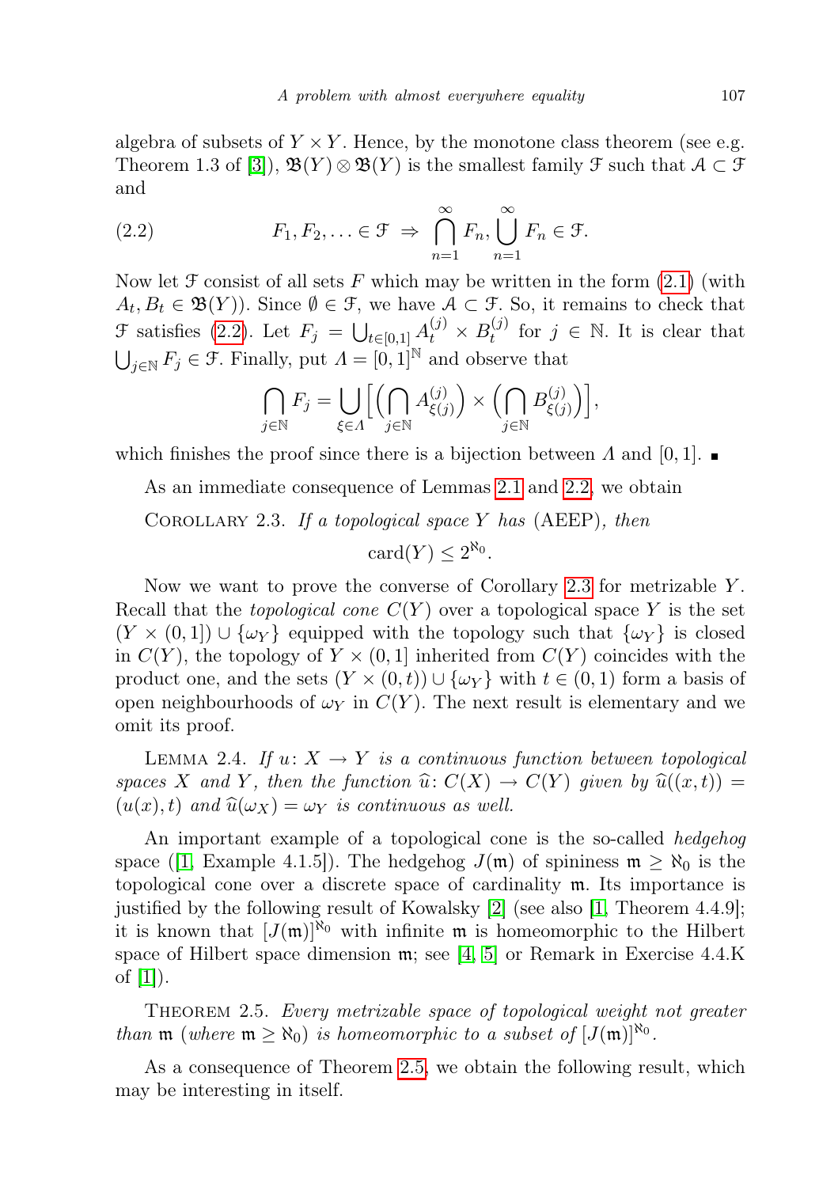algebra of subsets of $Y \times Y$. Hence, by the monotone class theorem (see e.g. Theorem 1.3 of [3]), $\mathfrak{B}(Y) \otimes \mathfrak{B}(Y)$ is the smallest family $\mathcal{F}$ such that $\mathcal{A} \subset \mathcal{F}$ and

$$F_1, F_2, \ldots \in \mathcal{F} \ \Rightarrow \ \bigcap_{n=1}^{\infty} F_n, \bigcup_{n=1}^{\infty} F_n \in \mathcal{F}. \tag{2.2}$$

Now let $\mathcal{F}$ consist of all sets $F$ which may be written in the form (2.1) (with $A_t, B_t \in \mathfrak{B}(Y)$). Since $\emptyset \in \mathcal{F}$, we have $\mathcal{A} \subset \mathcal{F}$. So, it remains to check that $\mathcal{F}$ satisfies (2.2). Let $F_j = \bigcup_{t\in[0,1]} A_t^{(j)} \times B_t^{(j)}$ for $j \in \mathbb{N}$. It is clear that $\bigcup_{j\in\mathbb{N}} F_j \in \mathcal{F}$. Finally, put $\Lambda = [0,1]^{\mathbb{N}}$ and observe that

$$\bigcap_{j\in\mathbb{N}} F_j = \bigcup_{\xi\in\Lambda} \Big[\Big(\bigcap_{j\in\mathbb{N}} A_{\xi(j)}^{(j)}\Big) \times \Big(\bigcap_{j\in\mathbb{N}} B_{\xi(j)}^{(j)}\Big)\Big],$$

which finishes the proof since there is a bijection between $\Lambda$ and $[0,1]$. ∎

As an immediate consequence of Lemmas 2.1 and 2.2, we obtain

Corollary 2.3. *If a topological space $Y$ has* (AEEP), *then*

$$\operatorname{card}(Y) \le 2^{\aleph_0}.$$

Now we want to prove the converse of Corollary 2.3 for metrizable $Y$. Recall that the *topological cone* $C(Y)$ over a topological space $Y$ is the set $(Y \times (0,1]) \cup \{\omega_Y\}$ equipped with the topology such that $\{\omega_Y\}$ is closed in $C(Y)$, the topology of $Y \times (0,1]$ inherited from $C(Y)$ coincides with the product one, and the sets $(Y \times (0,t)) \cup \{\omega_Y\}$ with $t \in (0,1)$ form a basis of open neighbourhoods of $\omega_Y$ in $C(Y)$. The next result is elementary and we omit its proof.

Lemma 2.4. *If $u\colon X \to Y$ is a continuous function between topological spaces $X$ and $Y$, then the function $\widehat{u}\colon C(X) \to C(Y)$ given by $\widehat{u}((x,t)) = (u(x),t)$ and $\widehat{u}(\omega_X) = \omega_Y$ is continuous as well.*

An important example of a topological cone is the so-called *hedgehog* space ([1, Example 4.1.5]). The hedgehog $J(\mathfrak{m})$ of spininess $\mathfrak{m} \ge \aleph_0$ is the topological cone over a discrete space of cardinality $\mathfrak{m}$. Its importance is justified by the following result of Kowalsky [2] (see also [1, Theorem 4.4.9]; it is known that $[J(\mathfrak{m})]^{\aleph_0}$ with infinite $\mathfrak{m}$ is homeomorphic to the Hilbert space of Hilbert space dimension $\mathfrak{m}$; see [4, 5] or Remark in Exercise 4.4.K of [1]).

Theorem 2.5. *Every metrizable space of topological weight not greater than $\mathfrak{m}$ (where $\mathfrak{m} \ge \aleph_0$) is homeomorphic to a subset of $[J(\mathfrak{m})]^{\aleph_0}$.*

As a consequence of Theorem 2.5, we obtain the following result, which may be interesting in itself.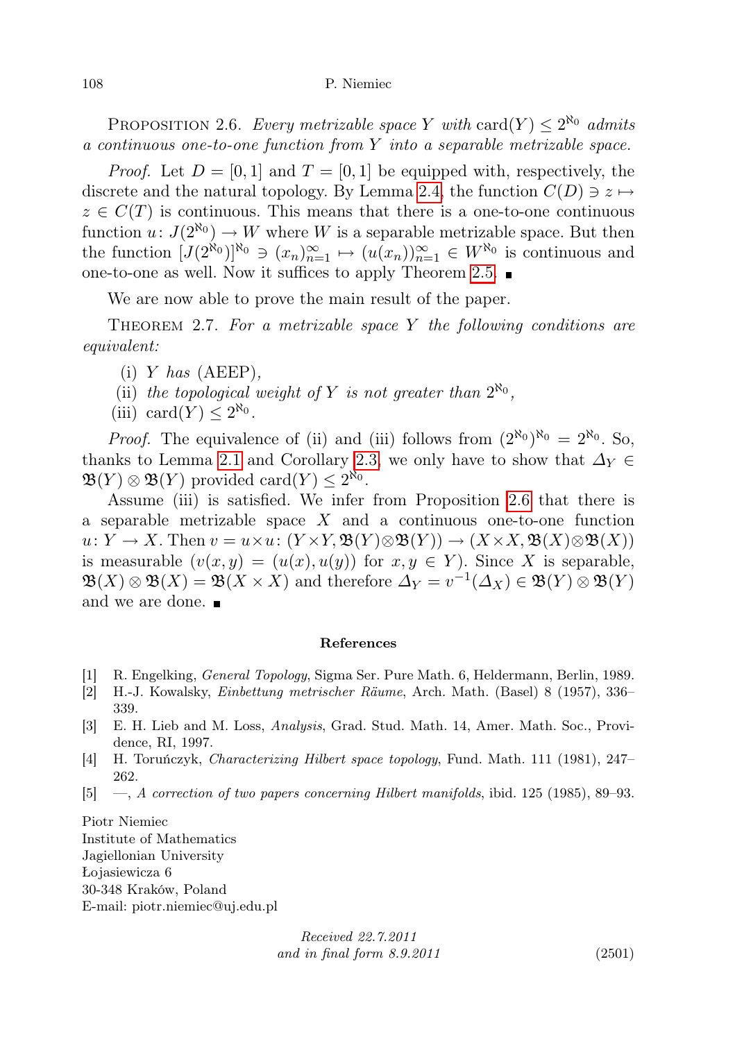PROPOSITION 2.6. *Every metrizable space $Y$ with $\operatorname{card}(Y) \le 2^{\aleph_0}$ admits a continuous one-to-one function from $Y$ into a separable metrizable space.*

*Proof.* Let $D = [0,1]$ and $T = [0,1]$ be equipped with, respectively, the discrete and the natural topology. By Lemma 2.4, the function $C(D) \ni z \mapsto z \in C(T)$ is continuous. This means that there is a one-to-one continuous function $u\colon J(2^{\aleph_0}) \to W$ where $W$ is a separable metrizable space. But then the function $[J(2^{\aleph_0})]^{\aleph_0} \ni (x_n)_{n=1}^{\infty} \mapsto (u(x_n))_{n=1}^{\infty} \in W^{\aleph_0}$ is continuous and one-to-one as well. Now it suffices to apply Theorem 2.5. ∎

We are now able to prove the main result of the paper.

THEOREM 2.7. *For a metrizable space $Y$ the following conditions are equivalent:*

(i) *$Y$ has* (AEEP),

(ii) *the topological weight of $Y$ is not greater than $2^{\aleph_0}$,*

(iii) $\operatorname{card}(Y) \le 2^{\aleph_0}$.

*Proof.* The equivalence of (ii) and (iii) follows from $(2^{\aleph_0})^{\aleph_0} = 2^{\aleph_0}$. So, thanks to Lemma 2.1 and Corollary 2.3, we only have to show that $\Delta_Y \in \mathfrak{B}(Y) \otimes \mathfrak{B}(Y)$ provided $\operatorname{card}(Y) \le 2^{\aleph_0}$.

Assume (iii) is satisfied. We infer from Proposition 2.6 that there is a separable metrizable space $X$ and a continuous one-to-one function $u\colon Y \to X$. Then $v = u \times u\colon (Y \times Y, \mathfrak{B}(Y) \otimes \mathfrak{B}(Y)) \to (X \times X, \mathfrak{B}(X) \otimes \mathfrak{B}(X))$ is measurable ($v(x,y) = (u(x), u(y))$ for $x, y \in Y$). Since $X$ is separable, $\mathfrak{B}(X) \otimes \mathfrak{B}(X) = \mathfrak{B}(X \times X)$ and therefore $\Delta_Y = v^{-1}(\Delta_X) \in \mathfrak{B}(Y) \otimes \mathfrak{B}(Y)$ and we are done. ∎

## References

[1] R. Engelking, *General Topology*, Sigma Ser. Pure Math. 6, Heldermann, Berlin, 1989.

[2] H.-J. Kowalsky, *Einbettung metrischer Räume*, Arch. Math. (Basel) 8 (1957), 336–339.

[3] E. H. Lieb and M. Loss, *Analysis*, Grad. Stud. Math. 14, Amer. Math. Soc., Providence, RI, 1997.

[4] H. Toruńczyk, *Characterizing Hilbert space topology*, Fund. Math. 111 (1981), 247–262.

[5] —, *A correction of two papers concerning Hilbert manifolds*, ibid. 125 (1985), 89–93.

Piotr Niemiec
Institute of Mathematics
Jagiellonian University
Łojasiewicza 6
30-348 Kraków, Poland
E-mail: piotr.niemiec@uj.edu.pl

*Received 22.7.2011*
*and in final form 8.9.2011* (2501)